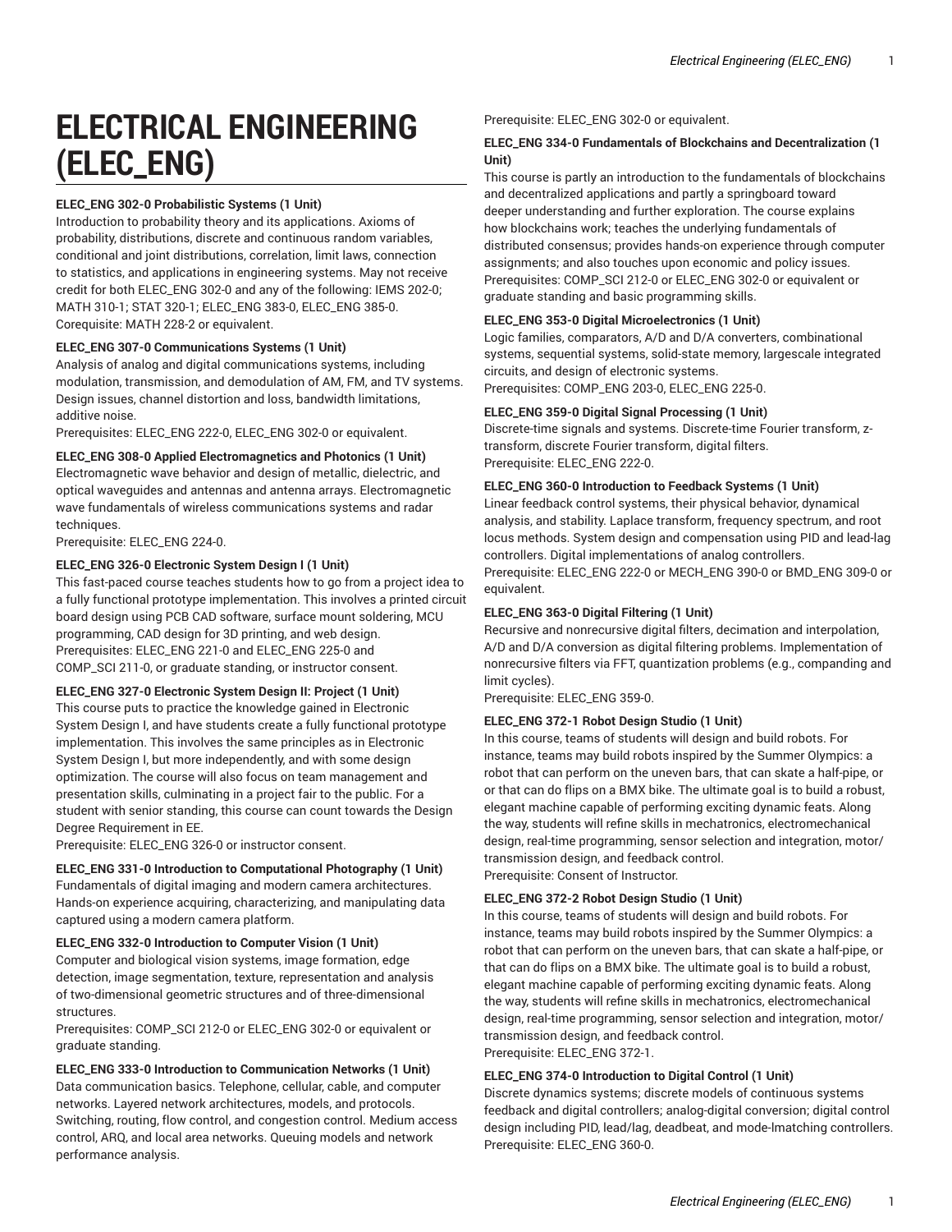# ELECTRICAL ENGINEERING (ELEC_ENG)

**ELEC_ENG 302-0 Probabilistic Systems (1 Unit)**
Introduction to probability theory and its applications. Axioms of probability, distributions, discrete and continuous random variables, conditional and joint distributions, correlation, limit laws, connection to statistics, and applications in engineering systems. May not receive credit for both ELEC_ENG 302-0 and any of the following: IEMS 202-0; MATH 310-1; STAT 320-1; ELEC_ENG 383-0, ELEC_ENG 385-0.
Corequisite: MATH 228-2 or equivalent.

**ELEC_ENG 307-0 Communications Systems (1 Unit)**
Analysis of analog and digital communications systems, including modulation, transmission, and demodulation of AM, FM, and TV systems. Design issues, channel distortion and loss, bandwidth limitations, additive noise.
Prerequisites: ELEC_ENG 222-0, ELEC_ENG 302-0 or equivalent.

**ELEC_ENG 308-0 Applied Electromagnetics and Photonics (1 Unit)**
Electromagnetic wave behavior and design of metallic, dielectric, and optical waveguides and antennas and antenna arrays. Electromagnetic wave fundamentals of wireless communications systems and radar techniques.
Prerequisite: ELEC_ENG 224-0.

**ELEC_ENG 326-0 Electronic System Design I (1 Unit)**
This fast-paced course teaches students how to go from a project idea to a fully functional prototype implementation. This involves a printed circuit board design using PCB CAD software, surface mount soldering, MCU programming, CAD design for 3D printing, and web design.
Prerequisites: ELEC_ENG 221-0 and ELEC_ENG 225-0 and COMP_SCI 211-0, or graduate standing, or instructor consent.

**ELEC_ENG 327-0 Electronic System Design II: Project (1 Unit)**
This course puts to practice the knowledge gained in Electronic System Design I, and have students create a fully functional prototype implementation. This involves the same principles as in Electronic System Design I, but more independently, and with some design optimization. The course will also focus on team management and presentation skills, culminating in a project fair to the public. For a student with senior standing, this course can count towards the Design Degree Requirement in EE.
Prerequisite: ELEC_ENG 326-0 or instructor consent.

**ELEC_ENG 331-0 Introduction to Computational Photography (1 Unit)**
Fundamentals of digital imaging and modern camera architectures. Hands-on experience acquiring, characterizing, and manipulating data captured using a modern camera platform.

**ELEC_ENG 332-0 Introduction to Computer Vision (1 Unit)**
Computer and biological vision systems, image formation, edge detection, image segmentation, texture, representation and analysis of two-dimensional geometric structures and of three-dimensional structures.
Prerequisites: COMP_SCI 212-0 or ELEC_ENG 302-0 or equivalent or graduate standing.

**ELEC_ENG 333-0 Introduction to Communication Networks (1 Unit)**
Data communication basics. Telephone, cellular, cable, and computer networks. Layered network architectures, models, and protocols. Switching, routing, flow control, and congestion control. Medium access control, ARQ, and local area networks. Queuing models and network performance analysis.
Prerequisite: ELEC_ENG 302-0 or equivalent.

**ELEC_ENG 334-0 Fundamentals of Blockchains and Decentralization (1 Unit)**
This course is partly an introduction to the fundamentals of blockchains and decentralized applications and partly a springboard toward deeper understanding and further exploration. The course explains how blockchains work; teaches the underlying fundamentals of distributed consensus; provides hands-on experience through computer assignments; and also touches upon economic and policy issues.
Prerequisites: COMP_SCI 212-0 or ELEC_ENG 302-0 or equivalent or graduate standing and basic programming skills.

**ELEC_ENG 353-0 Digital Microelectronics (1 Unit)**
Logic families, comparators, A/D and D/A converters, combinational systems, sequential systems, solid-state memory, largescale integrated circuits, and design of electronic systems.
Prerequisites: COMP_ENG 203-0, ELEC_ENG 225-0.

**ELEC_ENG 359-0 Digital Signal Processing (1 Unit)**
Discrete-time signals and systems. Discrete-time Fourier transform, z-transform, discrete Fourier transform, digital filters.
Prerequisite: ELEC_ENG 222-0.

**ELEC_ENG 360-0 Introduction to Feedback Systems (1 Unit)**
Linear feedback control systems, their physical behavior, dynamical analysis, and stability. Laplace transform, frequency spectrum, and root locus methods. System design and compensation using PID and lead-lag controllers. Digital implementations of analog controllers.
Prerequisite: ELEC_ENG 222-0 or MECH_ENG 390-0 or BMD_ENG 309-0 or equivalent.

**ELEC_ENG 363-0 Digital Filtering (1 Unit)**
Recursive and nonrecursive digital filters, decimation and interpolation, A/D and D/A conversion as digital filtering problems. Implementation of nonrecursive filters via FFT, quantization problems (e.g., companding and limit cycles).
Prerequisite: ELEC_ENG 359-0.

**ELEC_ENG 372-1 Robot Design Studio (1 Unit)**
In this course, teams of students will design and build robots. For instance, teams may build robots inspired by the Summer Olympics: a robot that can perform on the uneven bars, that can skate a half-pipe, or or that can do flips on a BMX bike. The ultimate goal is to build a robust, elegant machine capable of performing exciting dynamic feats. Along the way, students will refine skills in mechatronics, electromechanical design, real-time programming, sensor selection and integration, motor/transmission design, and feedback control.
Prerequisite: Consent of Instructor.

**ELEC_ENG 372-2 Robot Design Studio (1 Unit)**
In this course, teams of students will design and build robots. For instance, teams may build robots inspired by the Summer Olympics: a robot that can perform on the uneven bars, that can skate a half-pipe, or that can do flips on a BMX bike. The ultimate goal is to build a robust, elegant machine capable of performing exciting dynamic feats. Along the way, students will refine skills in mechatronics, electromechanical design, real-time programming, sensor selection and integration, motor/transmission design, and feedback control.
Prerequisite: ELEC_ENG 372-1.

**ELEC_ENG 374-0 Introduction to Digital Control (1 Unit)**
Discrete dynamics systems; discrete models of continuous systems feedback and digital controllers; analog-digital conversion; digital control design including PID, lead/lag, deadbeat, and mode-lmatching controllers.
Prerequisite: ELEC_ENG 360-0.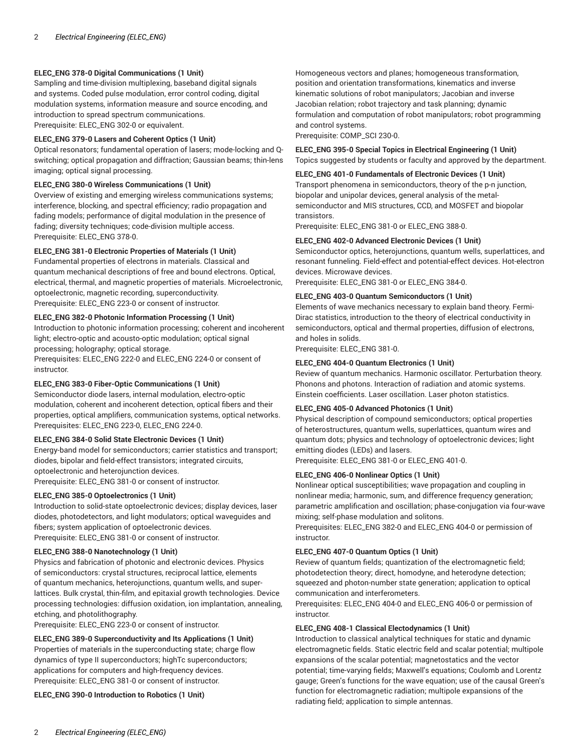**ELEC_ENG 378-0 Digital Communications (1 Unit)**
Sampling and time-division multiplexing, baseband digital signals and systems. Coded pulse modulation, error control coding, digital modulation systems, information measure and source encoding, and introduction to spread spectrum communications.
Prerequisite: ELEC_ENG 302-0 or equivalent.

**ELEC_ENG 379-0 Lasers and Coherent Optics (1 Unit)**
Optical resonators; fundamental operation of lasers; mode-locking and Q-switching; optical propagation and diffraction; Gaussian beams; thin-lens imaging; optical signal processing.

**ELEC_ENG 380-0 Wireless Communications (1 Unit)**
Overview of existing and emerging wireless communications systems; interference, blocking, and spectral efficiency; radio propagation and fading models; performance of digital modulation in the presence of fading; diversity techniques; code-division multiple access.
Prerequisite: ELEC_ENG 378-0.

**ELEC_ENG 381-0 Electronic Properties of Materials (1 Unit)**
Fundamental properties of electrons in materials. Classical and quantum mechanical descriptions of free and bound electrons. Optical, electrical, thermal, and magnetic properties of materials. Microelectronic, optoelectronic, magnetic recording, superconductivity.
Prerequisite: ELEC_ENG 223-0 or consent of instructor.

**ELEC_ENG 382-0 Photonic Information Processing (1 Unit)**
Introduction to photonic information processing; coherent and incoherent light; electro-optic and acousto-optic modulation; optical signal processing; holography; optical storage.
Prerequisites: ELEC_ENG 222-0 and ELEC_ENG 224-0 or consent of instructor.

**ELEC_ENG 383-0 Fiber-Optic Communications (1 Unit)**
Semiconductor diode lasers, internal modulation, electro-optic modulation, coherent and incoherent detection, optical fibers and their properties, optical amplifiers, communication systems, optical networks.
Prerequisites: ELEC_ENG 223-0, ELEC_ENG 224-0.

**ELEC_ENG 384-0 Solid State Electronic Devices (1 Unit)**
Energy-band model for semiconductors; carrier statistics and transport; diodes, bipolar and field-effect transistors; integrated circuits, optoelectronic and heterojunction devices.
Prerequisite: ELEC_ENG 381-0 or consent of instructor.

**ELEC_ENG 385-0 Optoelectronics (1 Unit)**
Introduction to solid-state optoelectronic devices; display devices, laser diodes, photodetectors, and light modulators; optical waveguides and fibers; system application of optoelectronic devices.
Prerequisite: ELEC_ENG 381-0 or consent of instructor.

**ELEC_ENG 388-0 Nanotechnology (1 Unit)**
Physics and fabrication of photonic and electronic devices. Physics of semiconductors: crystal structures, reciprocal lattice, elements of quantum mechanics, heterojunctions, quantum wells, and super-lattices. Bulk crystal, thin-film, and epitaxial growth technologies. Device processing technologies: diffusion oxidation, ion implantation, annealing, etching, and photolithography.
Prerequisite: ELEC_ENG 223-0 or consent of instructor.

**ELEC_ENG 389-0 Superconductivity and Its Applications (1 Unit)**
Properties of materials in the superconducting state; charge flow dynamics of type II superconductors; highTc superconductors; applications for computers and high-frequency devices.
Prerequisite: ELEC_ENG 381-0 or consent of instructor.

**ELEC_ENG 390-0 Introduction to Robotics (1 Unit)**
Homogeneous vectors and planes; homogeneous transformation, position and orientation transformations, kinematics and inverse kinematic solutions of robot manipulators; Jacobian and inverse Jacobian relation; robot trajectory and task planning; dynamic formulation and computation of robot manipulators; robot programming and control systems.
Prerequisite: COMP_SCI 230-0.

**ELEC_ENG 395-0 Special Topics in Electrical Engineering (1 Unit)**
Topics suggested by students or faculty and approved by the department.

**ELEC_ENG 401-0 Fundamentals of Electronic Devices (1 Unit)**
Transport phenomena in semiconductors, theory of the p-n junction, biopolar and unipolar devices, general analysis of the metal-semiconductor and MIS structures, CCD, and MOSFET and biopolar transistors.
Prerequisite: ELEC_ENG 381-0 or ELEC_ENG 388-0.

**ELEC_ENG 402-0 Advanced Electronic Devices (1 Unit)**
Semiconductor optics, heterojunctions, quantum wells, superlattices, and resonant funneling. Field-effect and potential-effect devices. Hot-electron devices. Microwave devices.
Prerequisite: ELEC_ENG 381-0 or ELEC_ENG 384-0.

**ELEC_ENG 403-0 Quantum Semiconductors (1 Unit)**
Elements of wave mechanics necessary to explain band theory. Fermi-Dirac statistics, introduction to the theory of electrical conductivity in semiconductors, optical and thermal properties, diffusion of electrons, and holes in solids.
Prerequisite: ELEC_ENG 381-0.

**ELEC_ENG 404-0 Quantum Electronics (1 Unit)**
Review of quantum mechanics. Harmonic oscillator. Perturbation theory. Phonons and photons. Interaction of radiation and atomic systems. Einstein coefficients. Laser oscillation. Laser photon statistics.

**ELEC_ENG 405-0 Advanced Photonics (1 Unit)**
Physical description of compound semiconductors; optical properties of heterostructures, quantum wells, superlattices, quantum wires and quantum dots; physics and technology of optoelectronic devices; light emitting diodes (LEDs) and lasers.
Prerequisite: ELEC_ENG 381-0 or ELEC_ENG 401-0.

**ELEC_ENG 406-0 Nonlinear Optics (1 Unit)**
Nonlinear optical susceptibilities; wave propagation and coupling in nonlinear media; harmonic, sum, and difference frequency generation; parametric amplification and oscillation; phase-conjugation via four-wave mixing; self-phase modulation and solitons.
Prerequisites: ELEC_ENG 382-0 and ELEC_ENG 404-0 or permission of instructor.

**ELEC_ENG 407-0 Quantum Optics (1 Unit)**
Review of quantum fields; quantization of the electromagnetic field; photodetection theory; direct, homodyne, and heterodyne detection; squeezed and photon-number state generation; application to optical communication and interferometers.
Prerequisites: ELEC_ENG 404-0 and ELEC_ENG 406-0 or permission of instructor.

**ELEC_ENG 408-1 Classical Electodynamics (1 Unit)**
Introduction to classical analytical techniques for static and dynamic electromagnetic fields. Static electric field and scalar potential; multipole expansions of the scalar potential; magnetostatics and the vector potential; time-varying fields; Maxwell's equations; Coulomb and Lorentz gauge; Green's functions for the wave equation; use of the causal Green's function for electromagnetic radiation; multipole expansions of the radiating field; application to simple antennas.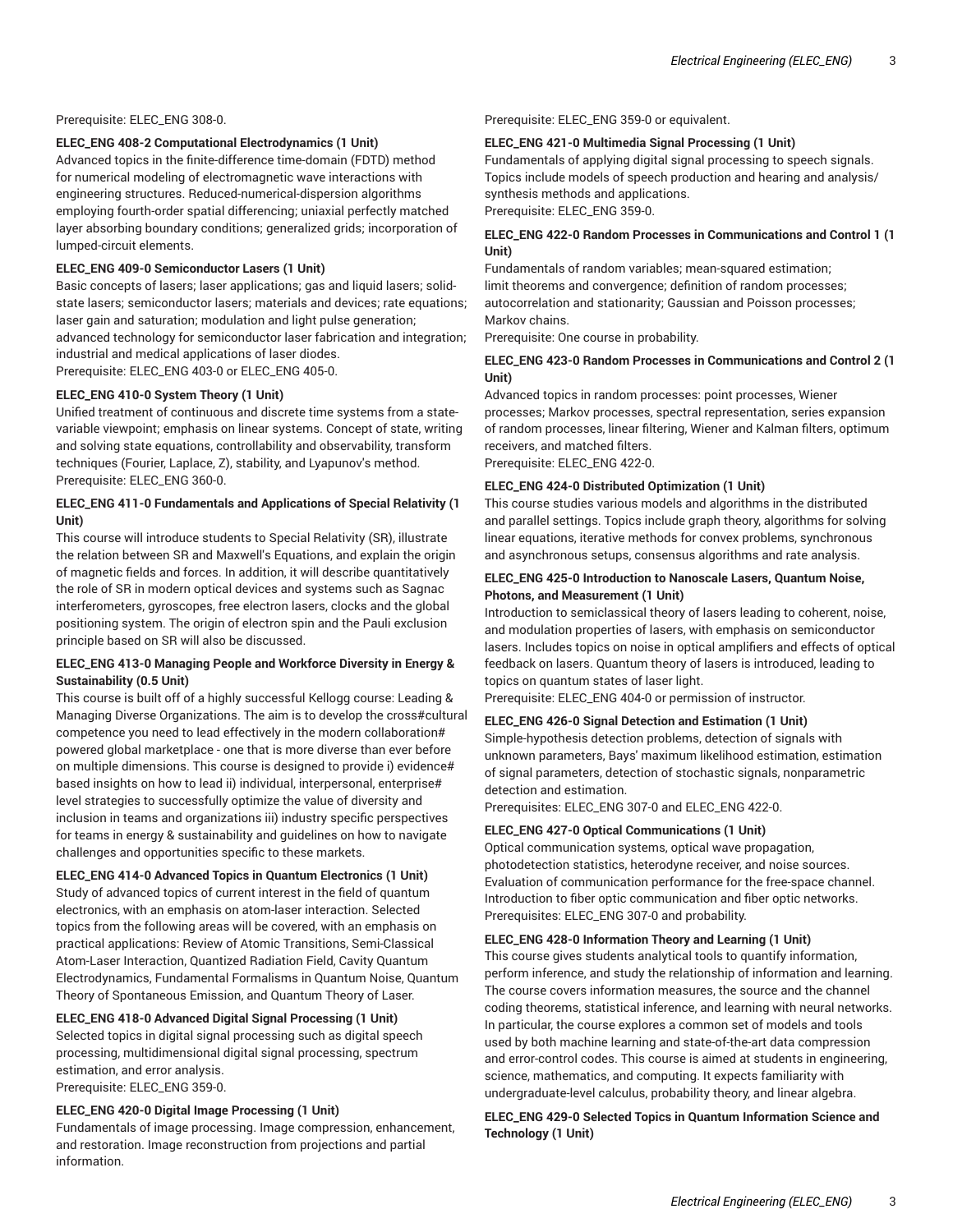Prerequisite: ELEC_ENG 308-0.

**ELEC_ENG 408-2 Computational Electrodynamics (1 Unit)**

Advanced topics in the finite-difference time-domain (FDTD) method for numerical modeling of electromagnetic wave interactions with engineering structures. Reduced-numerical-dispersion algorithms employing fourth-order spatial differencing; uniaxial perfectly matched layer absorbing boundary conditions; generalized grids; incorporation of lumped-circuit elements.

**ELEC_ENG 409-0 Semiconductor Lasers (1 Unit)**

Basic concepts of lasers; laser applications; gas and liquid lasers; solid-state lasers; semiconductor lasers; materials and devices; rate equations; laser gain and saturation; modulation and light pulse generation; advanced technology for semiconductor laser fabrication and integration; industrial and medical applications of laser diodes.
Prerequisite: ELEC_ENG 403-0 or ELEC_ENG 405-0.

**ELEC_ENG 410-0 System Theory (1 Unit)**

Unified treatment of continuous and discrete time systems from a state-variable viewpoint; emphasis on linear systems. Concept of state, writing and solving state equations, controllability and observability, transform techniques (Fourier, Laplace, Z), stability, and Lyapunov's method.
Prerequisite: ELEC_ENG 360-0.

**ELEC_ENG 411-0 Fundamentals and Applications of Special Relativity (1 Unit)**

This course will introduce students to Special Relativity (SR), illustrate the relation between SR and Maxwell's Equations, and explain the origin of magnetic fields and forces. In addition, it will describe quantitatively the role of SR in modern optical devices and systems such as Sagnac interferometers, gyroscopes, free electron lasers, clocks and the global positioning system. The origin of electron spin and the Pauli exclusion principle based on SR will also be discussed.

**ELEC_ENG 413-0 Managing People and Workforce Diversity in Energy & Sustainability (0.5 Unit)**

This course is built off of a highly successful Kellogg course: Leading & Managing Diverse Organizations. The aim is to develop the cross#cultural competence you need to lead effectively in the modern collaboration# powered global marketplace - one that is more diverse than ever before on multiple dimensions. This course is designed to provide i) evidence# based insights on how to lead ii) individual, interpersonal, enterprise# level strategies to successfully optimize the value of diversity and inclusion in teams and organizations iii) industry specific perspectives for teams in energy & sustainability and guidelines on how to navigate challenges and opportunities specific to these markets.

**ELEC_ENG 414-0 Advanced Topics in Quantum Electronics (1 Unit)**

Study of advanced topics of current interest in the field of quantum electronics, with an emphasis on atom-laser interaction. Selected topics from the following areas will be covered, with an emphasis on practical applications: Review of Atomic Transitions, Semi-Classical Atom-Laser Interaction, Quantized Radiation Field, Cavity Quantum Electrodynamics, Fundamental Formalisms in Quantum Noise, Quantum Theory of Spontaneous Emission, and Quantum Theory of Laser.

**ELEC_ENG 418-0 Advanced Digital Signal Processing (1 Unit)**

Selected topics in digital signal processing such as digital speech processing, multidimensional digital signal processing, spectrum estimation, and error analysis.
Prerequisite: ELEC_ENG 359-0.

**ELEC_ENG 420-0 Digital Image Processing (1 Unit)**

Fundamentals of image processing. Image compression, enhancement, and restoration. Image reconstruction from projections and partial information.
Prerequisite: ELEC_ENG 359-0 or equivalent.

**ELEC_ENG 421-0 Multimedia Signal Processing (1 Unit)**

Fundamentals of applying digital signal processing to speech signals. Topics include models of speech production and hearing and analysis/synthesis methods and applications.
Prerequisite: ELEC_ENG 359-0.

**ELEC_ENG 422-0 Random Processes in Communications and Control 1 (1 Unit)**

Fundamentals of random variables; mean-squared estimation; limit theorems and convergence; definition of random processes; autocorrelation and stationarity; Gaussian and Poisson processes; Markov chains.
Prerequisite: One course in probability.

**ELEC_ENG 423-0 Random Processes in Communications and Control 2 (1 Unit)**

Advanced topics in random processes: point processes, Wiener processes; Markov processes, spectral representation, series expansion of random processes, linear filtering, Wiener and Kalman filters, optimum receivers, and matched filters.
Prerequisite: ELEC_ENG 422-0.

**ELEC_ENG 424-0 Distributed Optimization (1 Unit)**

This course studies various models and algorithms in the distributed and parallel settings. Topics include graph theory, algorithms for solving linear equations, iterative methods for convex problems, synchronous and asynchronous setups, consensus algorithms and rate analysis.

**ELEC_ENG 425-0 Introduction to Nanoscale Lasers, Quantum Noise, Photons, and Measurement (1 Unit)**

Introduction to semiclassical theory of lasers leading to coherent, noise, and modulation properties of lasers, with emphasis on semiconductor lasers. Includes topics on noise in optical amplifiers and effects of optical feedback on lasers. Quantum theory of lasers is introduced, leading to topics on quantum states of laser light.
Prerequisite: ELEC_ENG 404-0 or permission of instructor.

**ELEC_ENG 426-0 Signal Detection and Estimation (1 Unit)**

Simple-hypothesis detection problems, detection of signals with unknown parameters, Bays' maximum likelihood estimation, estimation of signal parameters, detection of stochastic signals, nonparametric detection and estimation.
Prerequisites: ELEC_ENG 307-0 and ELEC_ENG 422-0.

**ELEC_ENG 427-0 Optical Communications (1 Unit)**

Optical communication systems, optical wave propagation, photodetection statistics, heterodyne receiver, and noise sources. Evaluation of communication performance for the free-space channel. Introduction to fiber optic communication and fiber optic networks.
Prerequisites: ELEC_ENG 307-0 and probability.

**ELEC_ENG 428-0 Information Theory and Learning (1 Unit)**

This course gives students analytical tools to quantify information, perform inference, and study the relationship of information and learning. The course covers information measures, the source and the channel coding theorems, statistical inference, and learning with neural networks. In particular, the course explores a common set of models and tools used by both machine learning and state-of-the-art data compression and error-control codes. This course is aimed at students in engineering, science, mathematics, and computing. It expects familiarity with undergraduate-level calculus, probability theory, and linear algebra.

**ELEC_ENG 429-0 Selected Topics in Quantum Information Science and Technology (1 Unit)**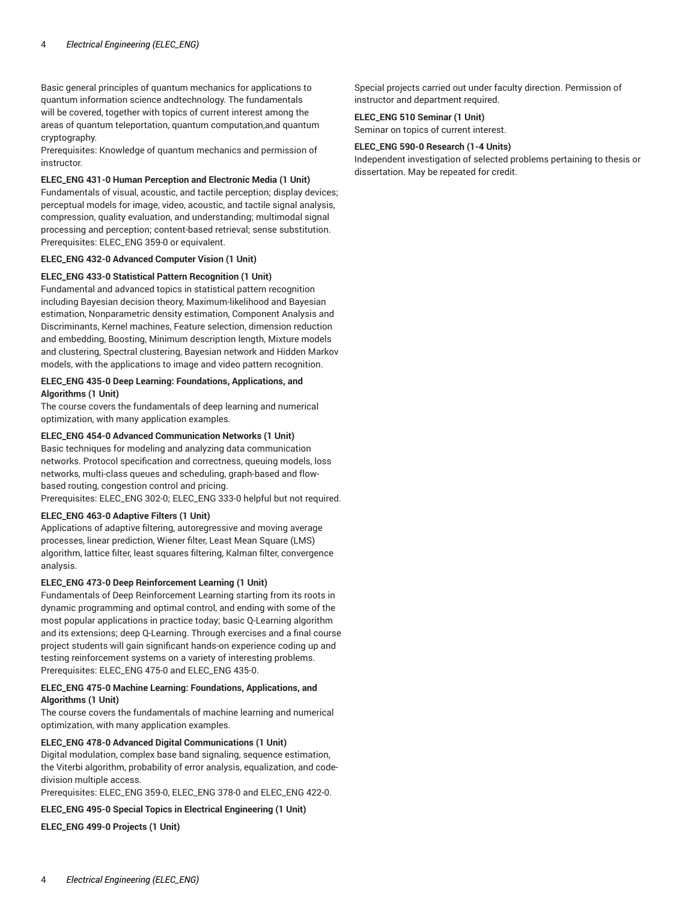Basic general principles of quantum mechanics for applications to quantum information science andtechnology. The fundamentals will be covered, together with topics of current interest among the areas of quantum teleportation, quantum computation,and quantum cryptography.
Prerequisites: Knowledge of quantum mechanics and permission of instructor.

**ELEC_ENG 431-0 Human Perception and Electronic Media (1 Unit)**
Fundamentals of visual, acoustic, and tactile perception; display devices; perceptual models for image, video, acoustic, and tactile signal analysis, compression, quality evaluation, and understanding; multimodal signal processing and perception; content-based retrieval; sense substitution.
Prerequisites: ELEC_ENG 359-0 or equivalent.

**ELEC_ENG 432-0 Advanced Computer Vision (1 Unit)**

**ELEC_ENG 433-0 Statistical Pattern Recognition (1 Unit)**
Fundamental and advanced topics in statistical pattern recognition including Bayesian decision theory, Maximum-likelihood and Bayesian estimation, Nonparametric density estimation, Component Analysis and Discriminants, Kernel machines, Feature selection, dimension reduction and embedding, Boosting, Minimum description length, Mixture models and clustering, Spectral clustering, Bayesian network and Hidden Markov models, with the applications to image and video pattern recognition.

**ELEC_ENG 435-0 Deep Learning: Foundations, Applications, and Algorithms (1 Unit)**
The course covers the fundamentals of deep learning and numerical optimization, with many application examples.

**ELEC_ENG 454-0 Advanced Communication Networks (1 Unit)**
Basic techniques for modeling and analyzing data communication networks. Protocol specification and correctness, queuing models, loss networks, multi-class queues and scheduling, graph-based and flow-based routing, congestion control and pricing.
Prerequisites: ELEC_ENG 302-0; ELEC_ENG 333-0 helpful but not required.

**ELEC_ENG 463-0 Adaptive Filters (1 Unit)**
Applications of adaptive filtering, autoregressive and moving average processes, linear prediction, Wiener filter, Least Mean Square (LMS) algorithm, lattice filter, least squares filtering, Kalman filter, convergence analysis.

**ELEC_ENG 473-0 Deep Reinforcement Learning (1 Unit)**
Fundamentals of Deep Reinforcement Learning starting from its roots in dynamic programming and optimal control, and ending with some of the most popular applications in practice today; basic Q-Learning algorithm and its extensions; deep Q-Learning. Through exercises and a final course project students will gain significant hands-on experience coding up and testing reinforcement systems on a variety of interesting problems.
Prerequisites: ELEC_ENG 475-0 and ELEC_ENG 435-0.

**ELEC_ENG 475-0 Machine Learning: Foundations, Applications, and Algorithms (1 Unit)**
The course covers the fundamentals of machine learning and numerical optimization, with many application examples.

**ELEC_ENG 478-0 Advanced Digital Communications (1 Unit)**
Digital modulation, complex base band signaling, sequence estimation, the Viterbi algorithm, probability of error analysis, equalization, and code-division multiple access.
Prerequisites: ELEC_ENG 359-0, ELEC_ENG 378-0 and ELEC_ENG 422-0.

**ELEC_ENG 495-0 Special Topics in Electrical Engineering (1 Unit)**

**ELEC_ENG 499-0 Projects (1 Unit)**
Special projects carried out under faculty direction. Permission of instructor and department required.

**ELEC_ENG 510 Seminar (1 Unit)**
Seminar on topics of current interest.

**ELEC_ENG 590-0 Research (1-4 Units)**
Independent investigation of selected problems pertaining to thesis or dissertation. May be repeated for credit.